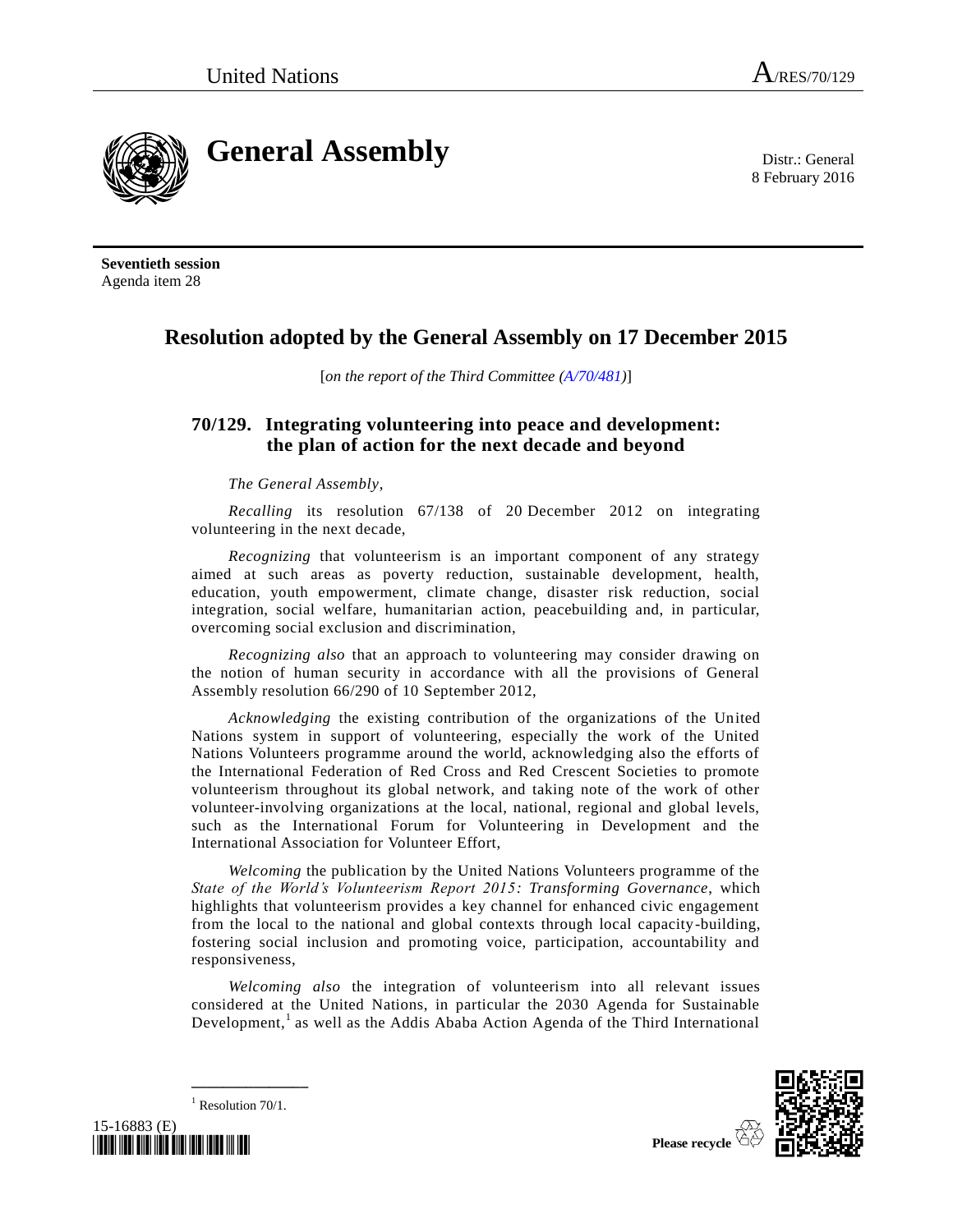United Nations A/RES/70/129

# General Assembly

Distr.: General
8 February 2016

**Seventieth session**
Agenda item 28

## Resolution adopted by the General Assembly on 17 December 2015

[*on the report of the Third Committee (A/70/481)*]

### 70/129. Integrating volunteering into peace and development: the plan of action for the next decade and beyond

*The General Assembly*,

*Recalling* its resolution 67/138 of 20 December 2012 on integrating volunteering in the next decade,

*Recognizing* that volunteerism is an important component of any strategy aimed at such areas as poverty reduction, sustainable development, health, education, youth empowerment, climate change, disaster risk reduction, social integration, social welfare, humanitarian action, peacebuilding and, in particular, overcoming social exclusion and discrimination,

*Recognizing also* that an approach to volunteering may consider drawing on the notion of human security in accordance with all the provisions of General Assembly resolution 66/290 of 10 September 2012,

*Acknowledging* the existing contribution of the organizations of the United Nations system in support of volunteering, especially the work of the United Nations Volunteers programme around the world, acknowledging also the efforts of the International Federation of Red Cross and Red Crescent Societies to promote volunteerism throughout its global network, and taking note of the work of other volunteer-involving organizations at the local, national, regional and global levels, such as the International Forum for Volunteering in Development and the International Association for Volunteer Effort,

*Welcoming* the publication by the United Nations Volunteers programme of the *State of the World's Volunteerism Report 2015: Transforming Governance*, which highlights that volunteerism provides a key channel for enhanced civic engagement from the local to the national and global contexts through local capacity-building, fostering social inclusion and promoting voice, participation, accountability and responsiveness,

*Welcoming also* the integration of volunteerism into all relevant issues considered at the United Nations, in particular the 2030 Agenda for Sustainable Development,[1] as well as the Addis Ababa Action Agenda of the Third International

---

[1] Resolution 70/1.

15-16883 (E)

Please recycle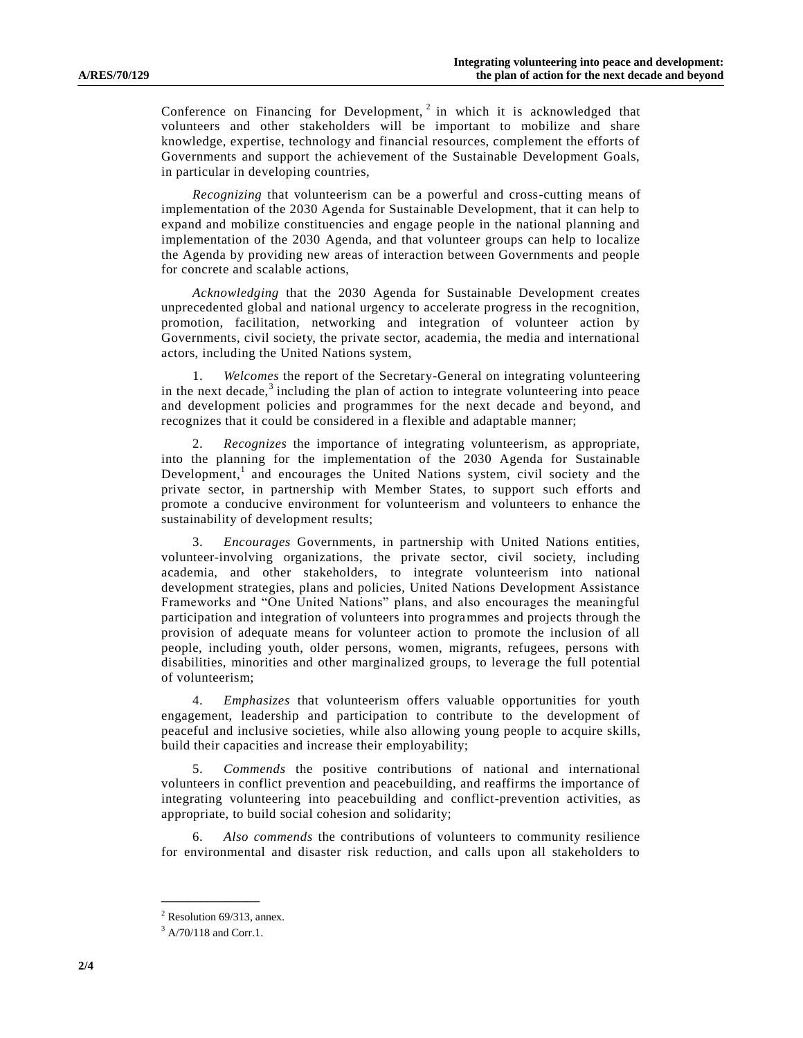Conference on Financing for Development,[2] in which it is acknowledged that volunteers and other stakeholders will be important to mobilize and share knowledge, expertise, technology and financial resources, complement the efforts of Governments and support the achievement of the Sustainable Development Goals, in particular in developing countries,

*Recognizing* that volunteerism can be a powerful and cross-cutting means of implementation of the 2030 Agenda for Sustainable Development, that it can help to expand and mobilize constituencies and engage people in the national planning and implementation of the 2030 Agenda, and that volunteer groups can help to localize the Agenda by providing new areas of interaction between Governments and people for concrete and scalable actions,

*Acknowledging* that the 2030 Agenda for Sustainable Development creates unprecedented global and national urgency to accelerate progress in the recognition, promotion, facilitation, networking and integration of volunteer action by Governments, civil society, the private sector, academia, the media and international actors, including the United Nations system,

1. *Welcomes* the report of the Secretary-General on integrating volunteering in the next decade,[3] including the plan of action to integrate volunteering into peace and development policies and programmes for the next decade and beyond, and recognizes that it could be considered in a flexible and adaptable manner;

2. *Recognizes* the importance of integrating volunteerism, as appropriate, into the planning for the implementation of the 2030 Agenda for Sustainable Development,[1] and encourages the United Nations system, civil society and the private sector, in partnership with Member States, to support such efforts and promote a conducive environment for volunteerism and volunteers to enhance the sustainability of development results;

3. *Encourages* Governments, in partnership with United Nations entities, volunteer-involving organizations, the private sector, civil society, including academia, and other stakeholders, to integrate volunteerism into national development strategies, plans and policies, United Nations Development Assistance Frameworks and "One United Nations" plans, and also encourages the meaningful participation and integration of volunteers into programmes and projects through the provision of adequate means for volunteer action to promote the inclusion of all people, including youth, older persons, women, migrants, refugees, persons with disabilities, minorities and other marginalized groups, to leverage the full potential of volunteerism;

4. *Emphasizes* that volunteerism offers valuable opportunities for youth engagement, leadership and participation to contribute to the development of peaceful and inclusive societies, while also allowing young people to acquire skills, build their capacities and increase their employability;

5. *Commends* the positive contributions of national and international volunteers in conflict prevention and peacebuilding, and reaffirms the importance of integrating volunteering into peacebuilding and conflict-prevention activities, as appropriate, to build social cohesion and solidarity;

6. *Also commends* the contributions of volunteers to community resilience for environmental and disaster risk reduction, and calls upon all stakeholders to

---

[2] Resolution 69/313, annex.

[3] A/70/118 and Corr.1.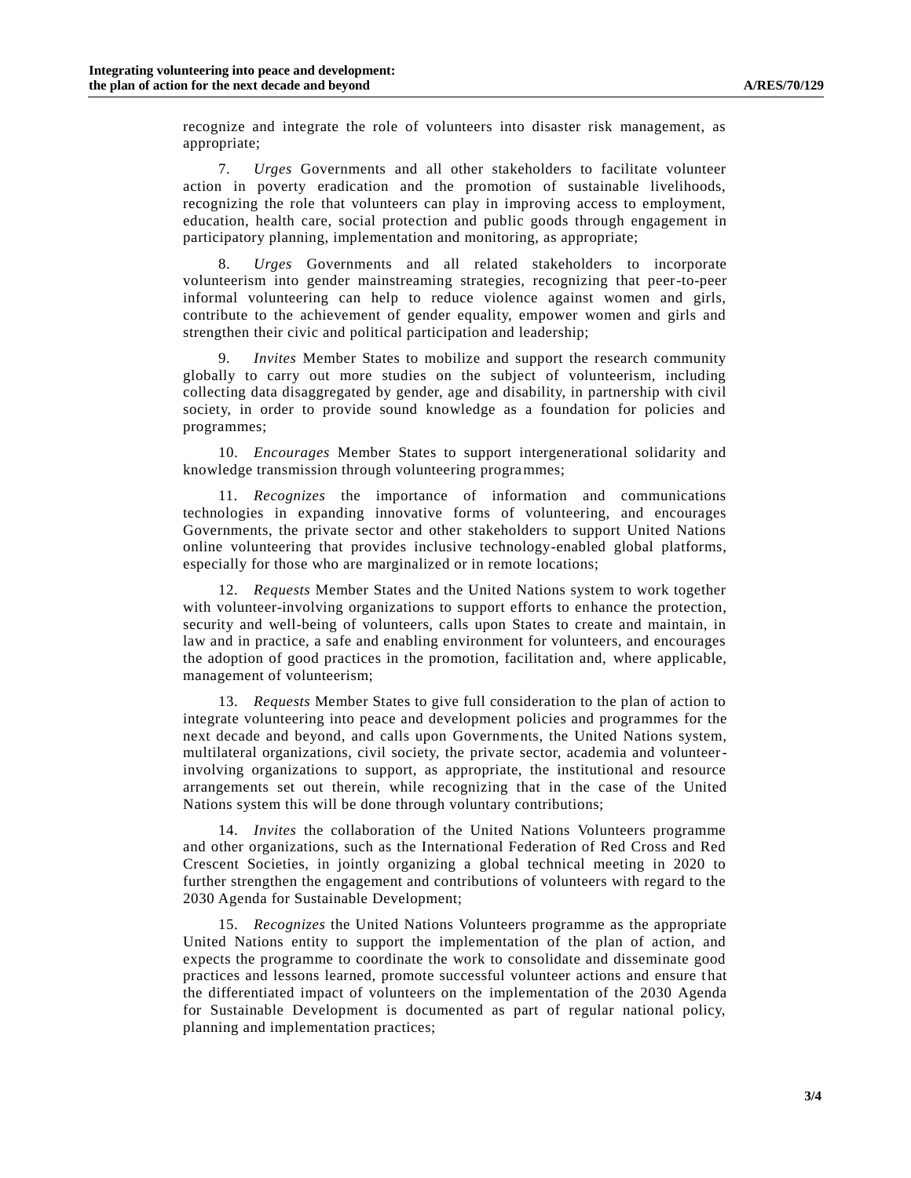recognize and integrate the role of volunteers into disaster risk management, as appropriate;

7. *Urges* Governments and all other stakeholders to facilitate volunteer action in poverty eradication and the promotion of sustainable livelihoods, recognizing the role that volunteers can play in improving access to employment, education, health care, social protection and public goods through engagement in participatory planning, implementation and monitoring, as appropriate;

8. *Urges* Governments and all related stakeholders to incorporate volunteerism into gender mainstreaming strategies, recognizing that peer-to-peer informal volunteering can help to reduce violence against women and girls, contribute to the achievement of gender equality, empower women and girls and strengthen their civic and political participation and leadership;

9. *Invites* Member States to mobilize and support the research community globally to carry out more studies on the subject of volunteerism, including collecting data disaggregated by gender, age and disability, in partnership with civil society, in order to provide sound knowledge as a foundation for policies and programmes;

10. *Encourages* Member States to support intergenerational solidarity and knowledge transmission through volunteering programmes;

11. *Recognizes* the importance of information and communications technologies in expanding innovative forms of volunteering, and encourages Governments, the private sector and other stakeholders to support United Nations online volunteering that provides inclusive technology-enabled global platforms, especially for those who are marginalized or in remote locations;

12. *Requests* Member States and the United Nations system to work together with volunteer-involving organizations to support efforts to enhance the protection, security and well-being of volunteers, calls upon States to create and maintain, in law and in practice, a safe and enabling environment for volunteers, and encourages the adoption of good practices in the promotion, facilitation and, where applicable, management of volunteerism;

13. *Requests* Member States to give full consideration to the plan of action to integrate volunteering into peace and development policies and programmes for the next decade and beyond, and calls upon Governments, the United Nations system, multilateral organizations, civil society, the private sector, academia and volunteer-involving organizations to support, as appropriate, the institutional and resource arrangements set out therein, while recognizing that in the case of the United Nations system this will be done through voluntary contributions;

14. *Invites* the collaboration of the United Nations Volunteers programme and other organizations, such as the International Federation of Red Cross and Red Crescent Societies, in jointly organizing a global technical meeting in 2020 to further strengthen the engagement and contributions of volunteers with regard to the 2030 Agenda for Sustainable Development;

15. *Recognizes* the United Nations Volunteers programme as the appropriate United Nations entity to support the implementation of the plan of action, and expects the programme to coordinate the work to consolidate and disseminate good practices and lessons learned, promote successful volunteer actions and ensure that the differentiated impact of volunteers on the implementation of the 2030 Agenda for Sustainable Development is documented as part of regular national policy, planning and implementation practices;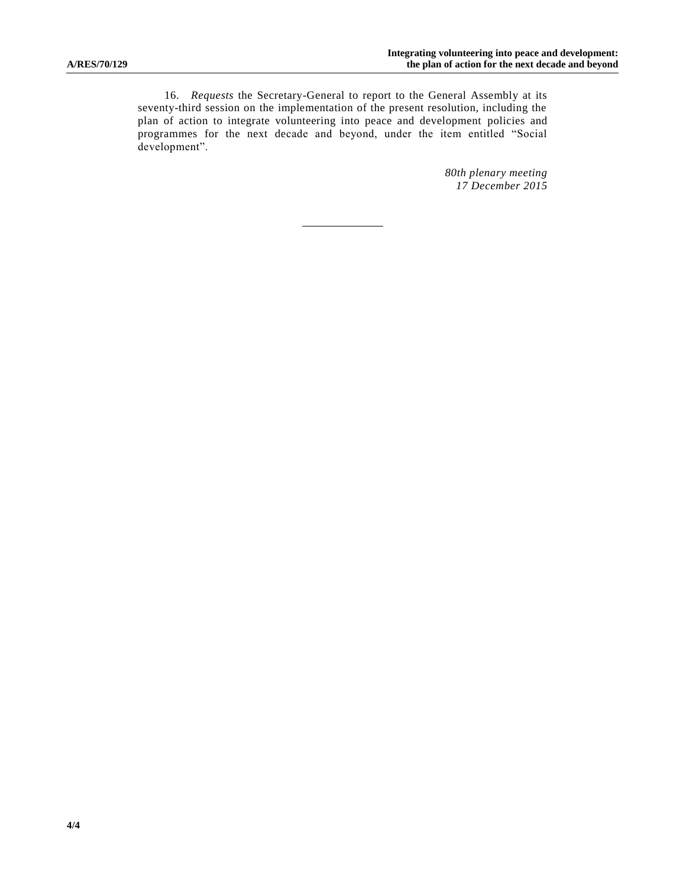16. *Requests* the Secretary-General to report to the General Assembly at its seventy-third session on the implementation of the present resolution, including the plan of action to integrate volunteering into peace and development policies and programmes for the next decade and beyond, under the item entitled "Social development".

*80th plenary meeting*
*17 December 2015*